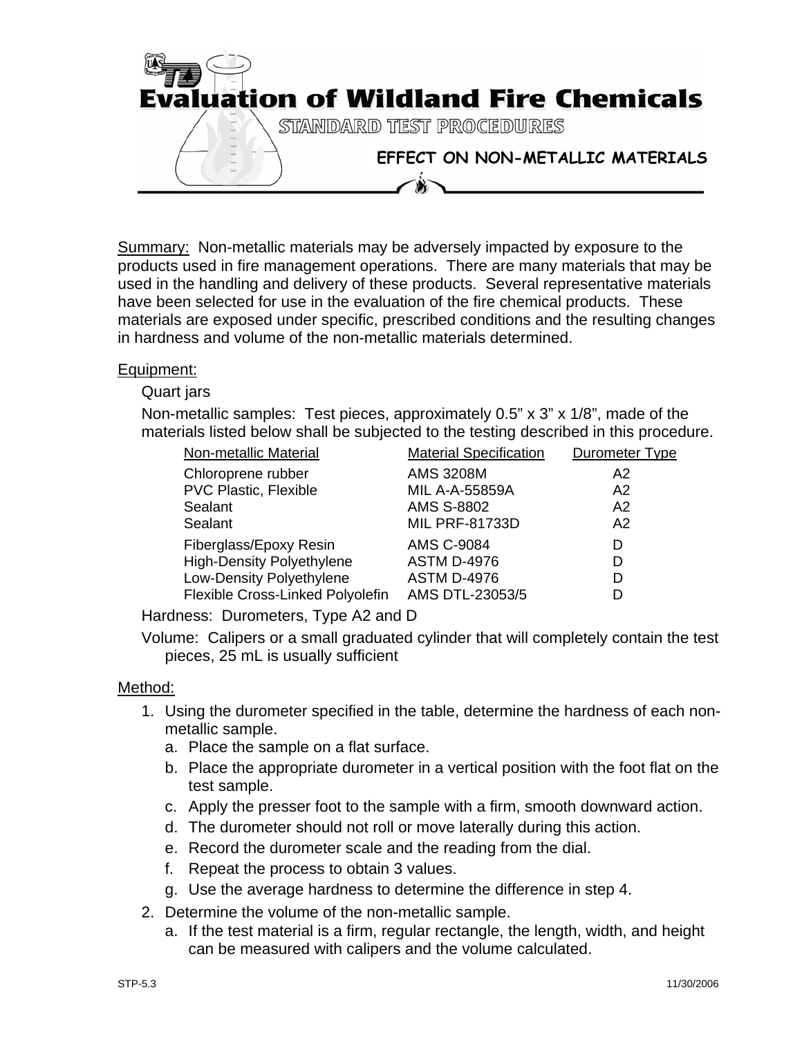# Evaluation of Wildland Fire Chemicals

## STANDARD TEST PROCEDURES

### EFFECT ON NON-METALLIC MATERIALS

Summary: Non-metallic materials may be adversely impacted by exposure to the products used in fire management operations. There are many materials that may be used in the handling and delivery of these products. Several representative materials have been selected for use in the evaluation of the fire chemical products. These materials are exposed under specific, prescribed conditions and the resulting changes in hardness and volume of the non-metallic materials determined.

Equipment:

Quart jars

Non-metallic samples: Test pieces, approximately 0.5" x 3" x 1/8", made of the materials listed below shall be subjected to the testing described in this procedure.

| Non-metallic Material | Material Specification | Durometer Type |
|---|---|---|
| Chloroprene rubber | AMS 3208M | A2 |
| PVC Plastic, Flexible | MIL A-A-55859A | A2 |
| Sealant | AMS S-8802 | A2 |
| Sealant | MIL PRF-81733D | A2 |
| Fiberglass/Epoxy Resin | AMS C-9084 | D |
| High-Density Polyethylene | ASTM D-4976 | D |
| Low-Density Polyethylene | ASTM D-4976 | D |
| Flexible Cross-Linked Polyolefin | AMS DTL-23053/5 | D |

Hardness: Durometers, Type A2 and D

Volume: Calipers or a small graduated cylinder that will completely contain the test pieces, 25 mL is usually sufficient

Method:

1. Using the durometer specified in the table, determine the hardness of each non-metallic sample.
   a. Place the sample on a flat surface.
   b. Place the appropriate durometer in a vertical position with the foot flat on the test sample.
   c. Apply the presser foot to the sample with a firm, smooth downward action.
   d. The durometer should not roll or move laterally during this action.
   e. Record the durometer scale and the reading from the dial.
   f. Repeat the process to obtain 3 values.
   g. Use the average hardness to determine the difference in step 4.
2. Determine the volume of the non-metallic sample.
   a. If the test material is a firm, regular rectangle, the length, width, and height can be measured with calipers and the volume calculated.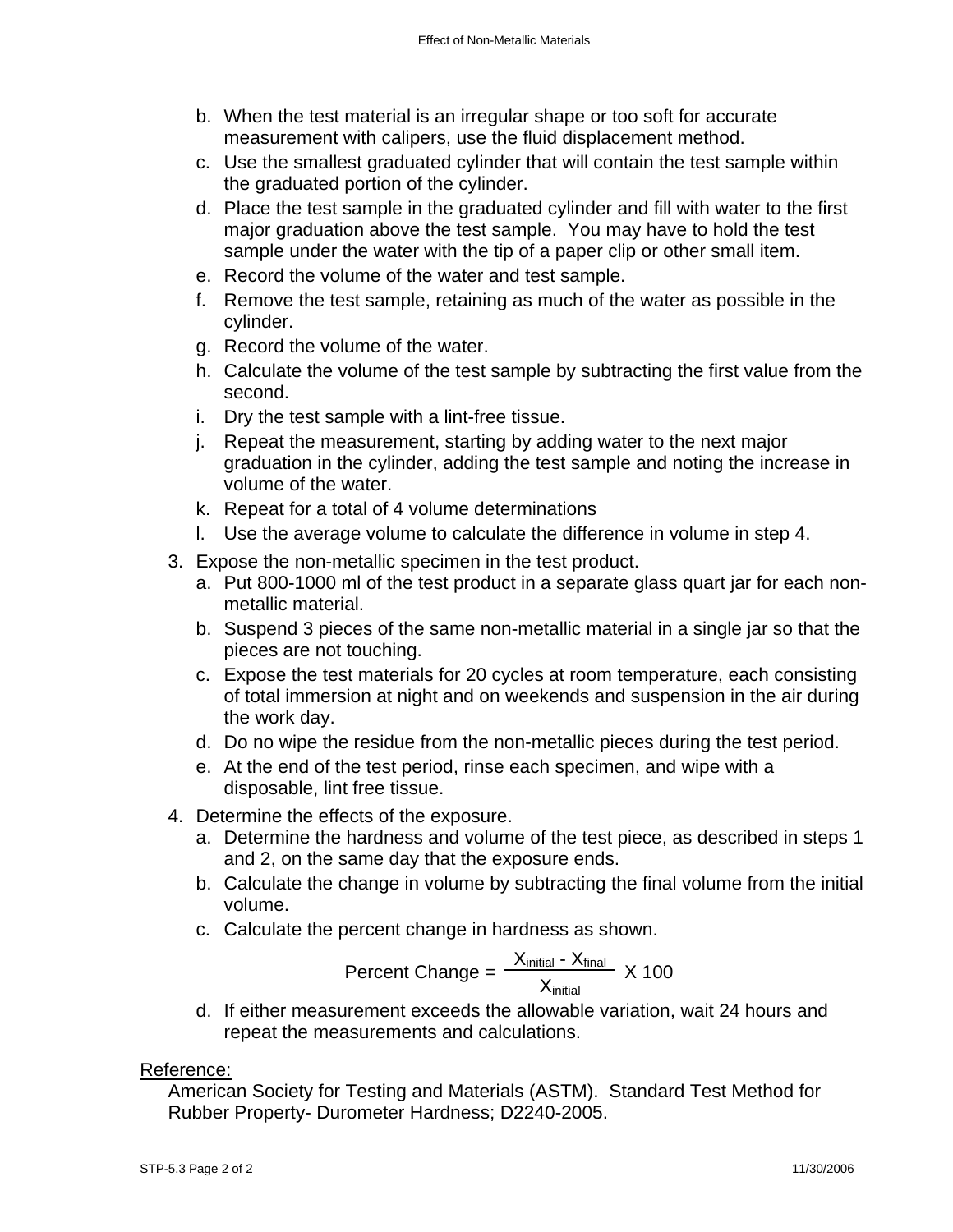b. When the test material is an irregular shape or too soft for accurate measurement with calipers, use the fluid displacement method.
   c. Use the smallest graduated cylinder that will contain the test sample within the graduated portion of the cylinder.
   d. Place the test sample in the graduated cylinder and fill with water to the first major graduation above the test sample. You may have to hold the test sample under the water with the tip of a paper clip or other small item.
   e. Record the volume of the water and test sample.
   f. Remove the test sample, retaining as much of the water as possible in the cylinder.
   g. Record the volume of the water.
   h. Calculate the volume of the test sample by subtracting the first value from the second.
   i. Dry the test sample with a lint-free tissue.
   j. Repeat the measurement, starting by adding water to the next major graduation in the cylinder, adding the test sample and noting the increase in volume of the water.
   k. Repeat for a total of 4 volume determinations
   l. Use the average volume to calculate the difference in volume in step 4.

3. Expose the non-metallic specimen in the test product.
   a. Put 800-1000 ml of the test product in a separate glass quart jar for each non-metallic material.
   b. Suspend 3 pieces of the same non-metallic material in a single jar so that the pieces are not touching.
   c. Expose the test materials for 20 cycles at room temperature, each consisting of total immersion at night and on weekends and suspension in the air during the work day.
   d. Do no wipe the residue from the non-metallic pieces during the test period.
   e. At the end of the test period, rinse each specimen, and wipe with a disposable, lint free tissue.

4. Determine the effects of the exposure.
   a. Determine the hardness and volume of the test piece, as described in steps 1 and 2, on the same day that the exposure ends.
   b. Calculate the change in volume by subtracting the final volume from the initial volume.
   c. Calculate the percent change in hardness as shown.

$$\text{Percent Change} = \frac{X_{initial} - X_{final}}{X_{initial}} \text{ X } 100$$

   d. If either measurement exceeds the allowable variation, wait 24 hours and repeat the measurements and calculations.

<u>Reference:</u>

American Society for Testing and Materials (ASTM). Standard Test Method for Rubber Property- Durometer Hardness; D2240-2005.